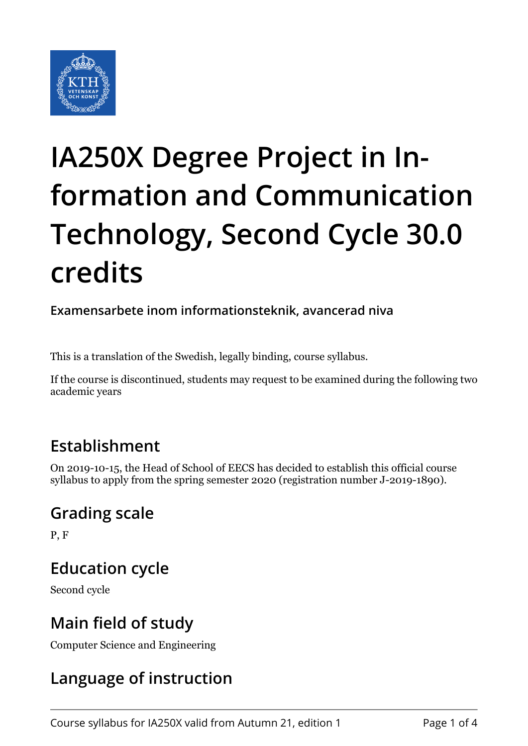# IA250X Degree Project in Information and Communication Technology, Second Cycle 30.0 credits

**Examensarbete inom informationsteknik, avancerad niva**

This is a translation of the Swedish, legally binding, course syllabus.

If the course is discontinued, students may request to be examined during the following two academic years

## Establishment

On 2019-10-15, the Head of School of EECS has decided to establish this official course syllabus to apply from the spring semester 2020 (registration number J-2019-1890).

## Grading scale

P, F

## Education cycle

Second cycle

## Main field of study

Computer Science and Engineering

## Language of instruction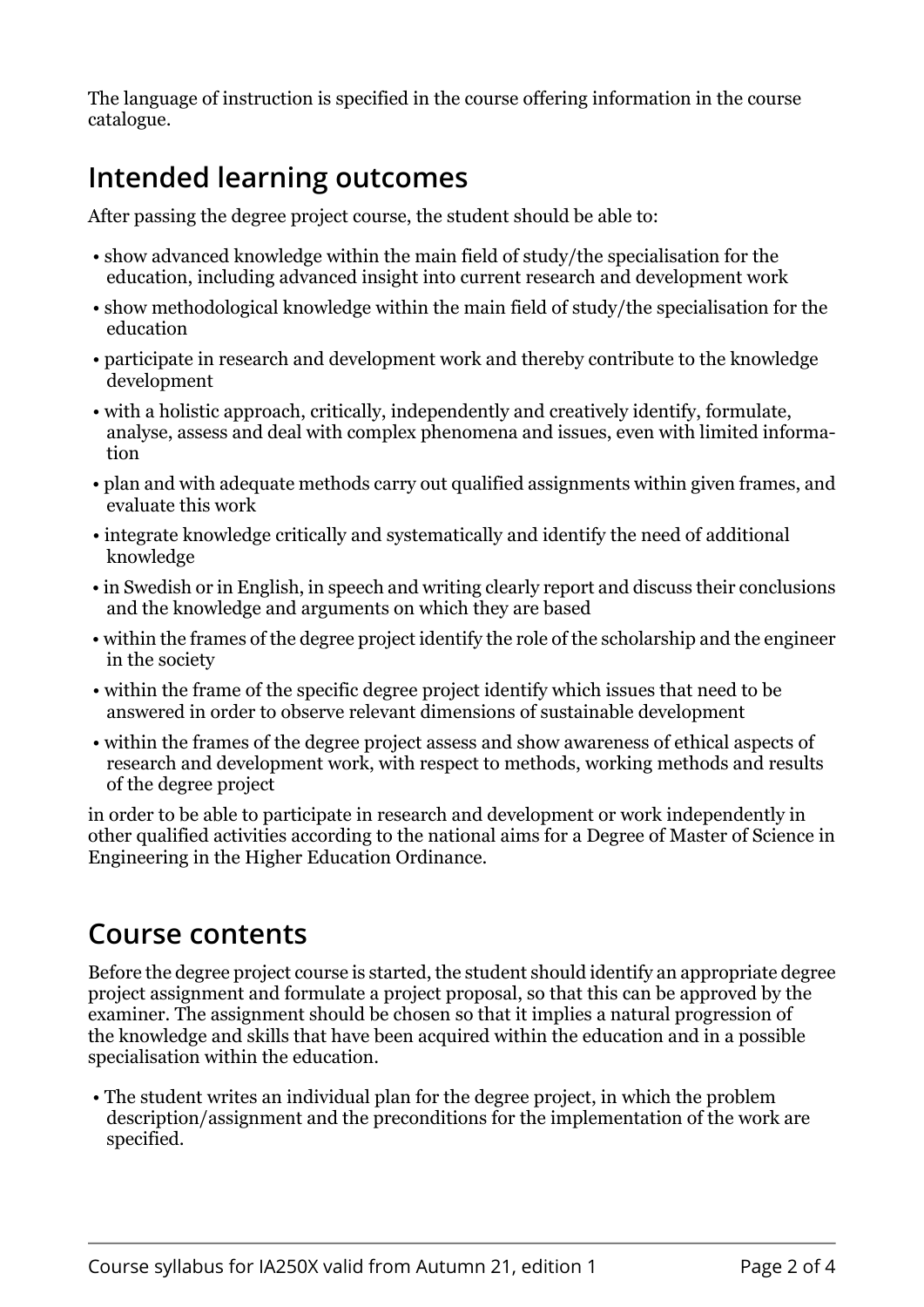The language of instruction is specified in the course offering information in the course catalogue.

## Intended learning outcomes

After passing the degree project course, the student should be able to:

- show advanced knowledge within the main field of study/the specialisation for the education, including advanced insight into current research and development work
- show methodological knowledge within the main field of study/the specialisation for the education
- participate in research and development work and thereby contribute to the knowledge development
- with a holistic approach, critically, independently and creatively identify, formulate, analyse, assess and deal with complex phenomena and issues, even with limited information
- plan and with adequate methods carry out qualified assignments within given frames, and evaluate this work
- integrate knowledge critically and systematically and identify the need of additional knowledge
- in Swedish or in English, in speech and writing clearly report and discuss their conclusions and the knowledge and arguments on which they are based
- within the frames of the degree project identify the role of the scholarship and the engineer in the society
- within the frame of the specific degree project identify which issues that need to be answered in order to observe relevant dimensions of sustainable development
- within the frames of the degree project assess and show awareness of ethical aspects of research and development work, with respect to methods, working methods and results of the degree project

in order to be able to participate in research and development or work independently in other qualified activities according to the national aims for a Degree of Master of Science in Engineering in the Higher Education Ordinance.

## Course contents

Before the degree project course is started, the student should identify an appropriate degree project assignment and formulate a project proposal, so that this can be approved by the examiner. The assignment should be chosen so that it implies a natural progression of the knowledge and skills that have been acquired within the education and in a possible specialisation within the education.

- The student writes an individual plan for the degree project, in which the problem description/assignment and the preconditions for the implementation of the work are specified.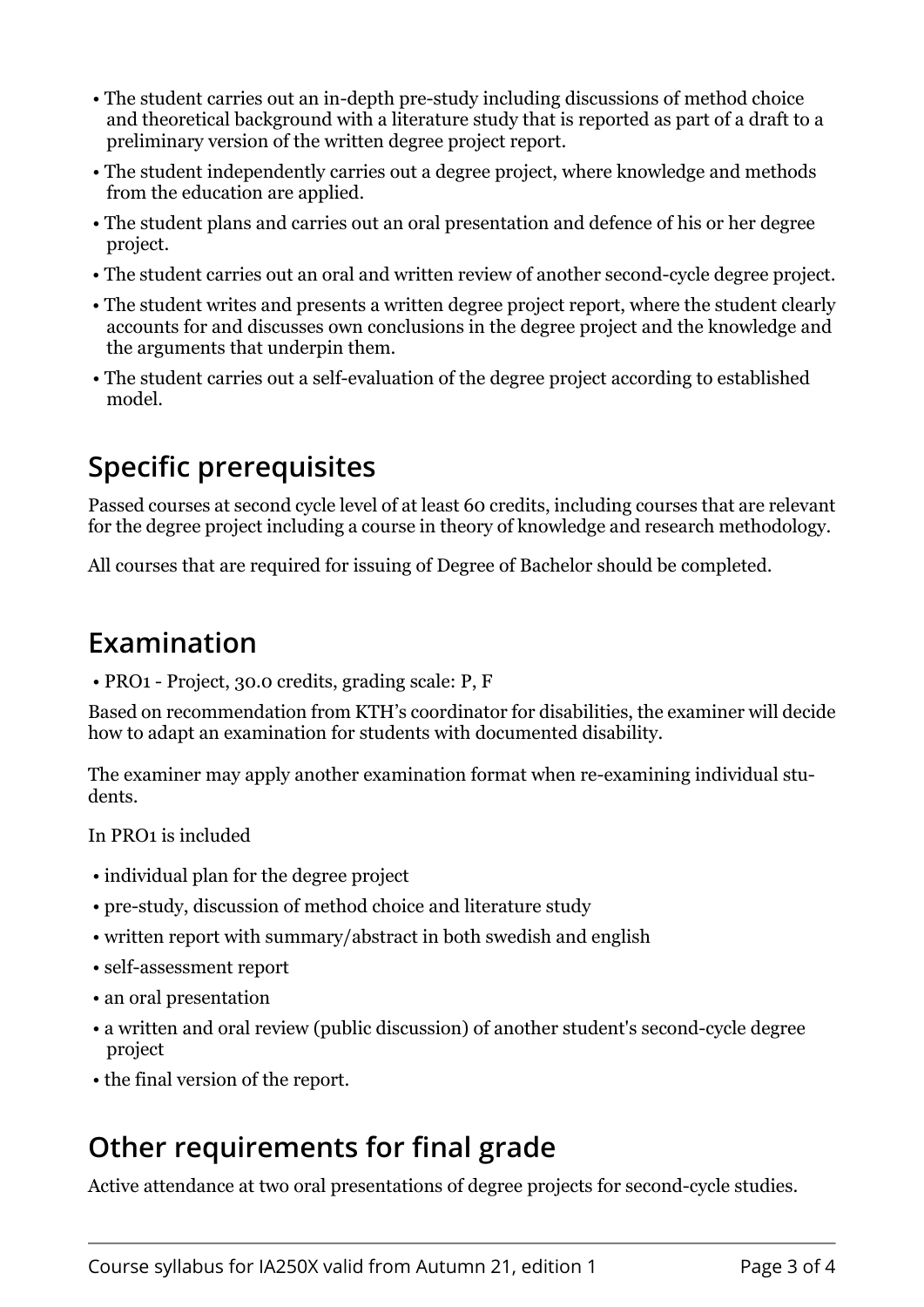- The student carries out an in-depth pre-study including discussions of method choice and theoretical background with a literature study that is reported as part of a draft to a preliminary version of the written degree project report.
- The student independently carries out a degree project, where knowledge and methods from the education are applied.
- The student plans and carries out an oral presentation and defence of his or her degree project.
- The student carries out an oral and written review of another second-cycle degree project.
- The student writes and presents a written degree project report, where the student clearly accounts for and discusses own conclusions in the degree project and the knowledge and the arguments that underpin them.
- The student carries out a self-evaluation of the degree project according to established model.

## Specific prerequisites

Passed courses at second cycle level of at least 60 credits, including courses that are relevant for the degree project including a course in theory of knowledge and research methodology.

All courses that are required for issuing of Degree of Bachelor should be completed.

## Examination

- PRO1 - Project, 30.0 credits, grading scale: P, F

Based on recommendation from KTH's coordinator for disabilities, the examiner will decide how to adapt an examination for students with documented disability.

The examiner may apply another examination format when re-examining individual students.

In PRO1 is included

- individual plan for the degree project
- pre-study, discussion of method choice and literature study
- written report with summary/abstract in both swedish and english
- self-assessment report
- an oral presentation
- a written and oral review (public discussion) of another student's second-cycle degree project
- the final version of the report.

## Other requirements for final grade

Active attendance at two oral presentations of degree projects for second-cycle studies.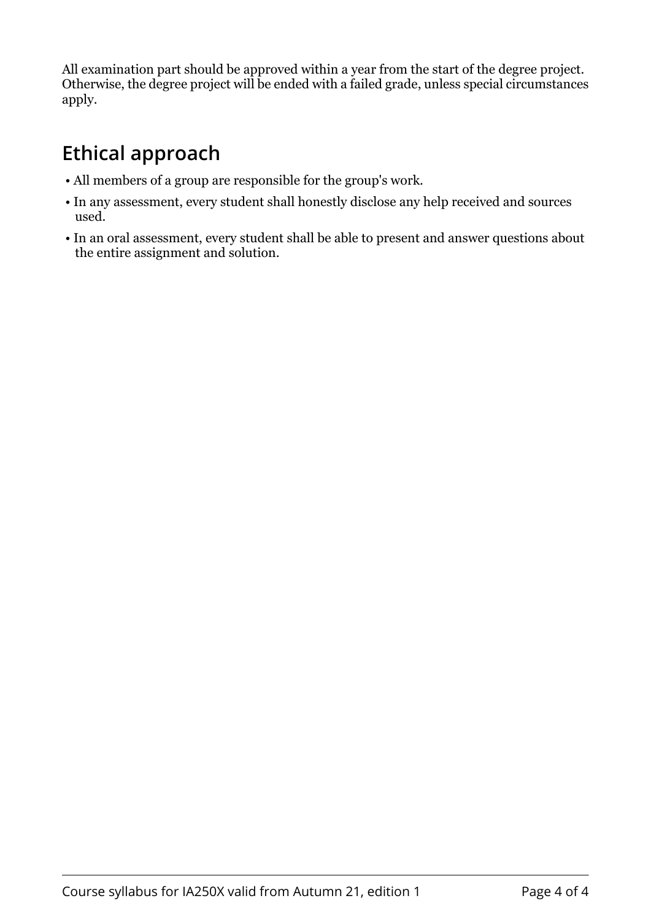All examination part should be approved within a year from the start of the degree project. Otherwise, the degree project will be ended with a failed grade, unless special circumstances apply.

## Ethical approach

- All members of a group are responsible for the group's work.
- In any assessment, every student shall honestly disclose any help received and sources used.
- In an oral assessment, every student shall be able to present and answer questions about the entire assignment and solution.